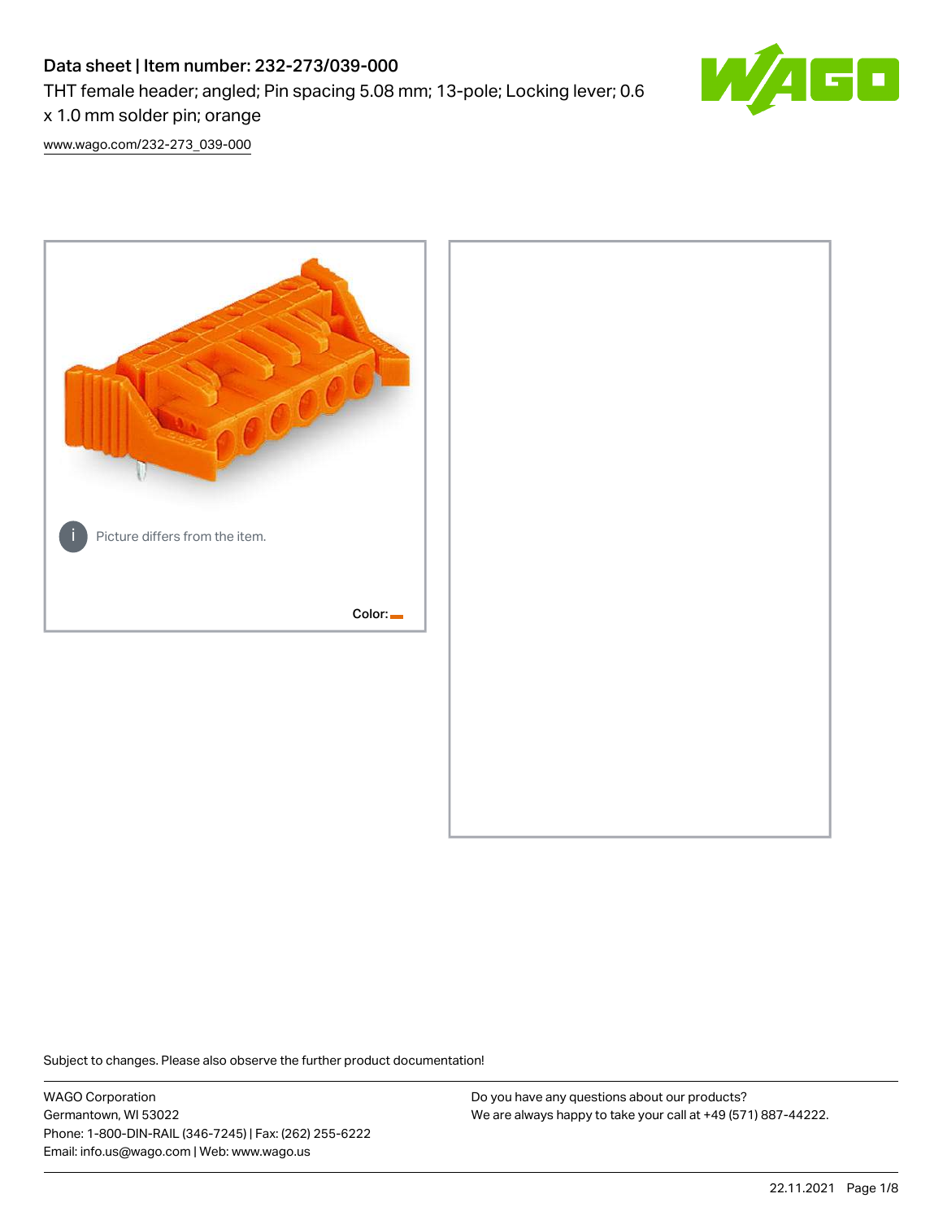# Data sheet | Item number: 232-273/039-000

THT female header; angled; Pin spacing 5.08 mm; 13-pole; Locking lever; 0.6 x 1.0 mm solder pin; orange

www.wago.com/232-273_039-000

Picture differs from the item.

Color:

Subject to changes. Please also observe the further product documentation!

WAGO Corporation
Germantown, WI 53022
Phone: 1-800-DIN-RAIL (346-7245) | Fax: (262) 255-6222
Email: info.us@wago.com | Web: www.wago.us

Do you have any questions about our products?
We are always happy to take your call at +49 (571) 887-44222.

22.11.2021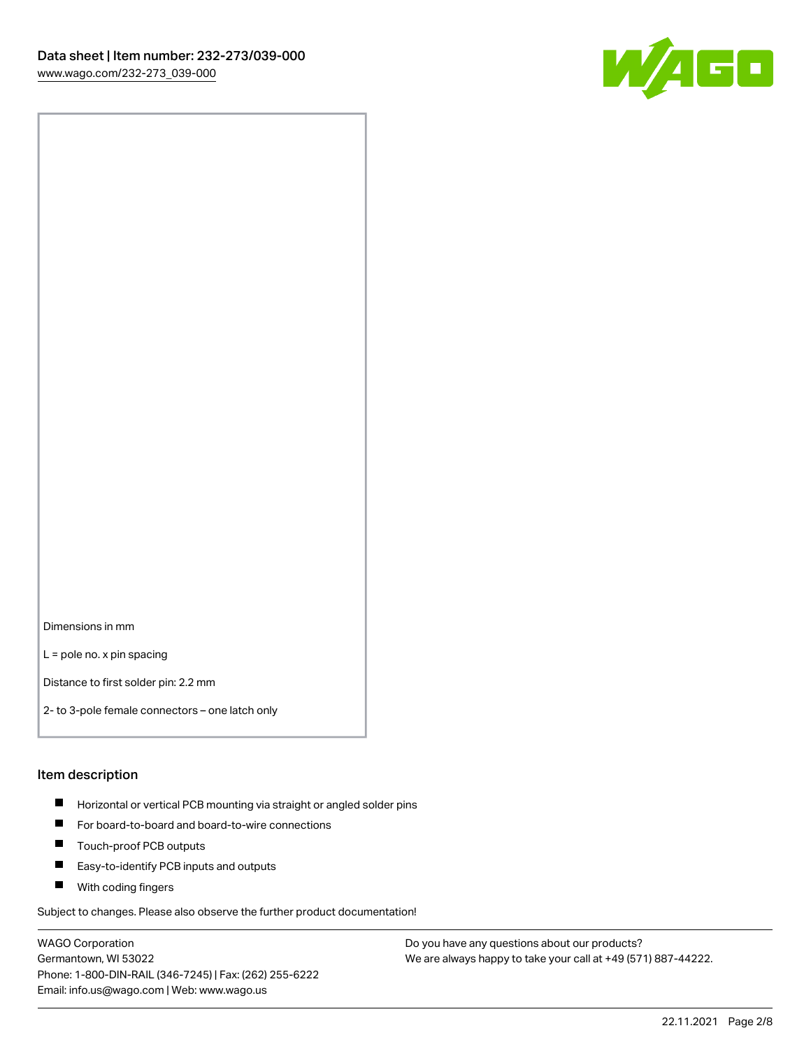Dimensions in mm

L = pole no. x pin spacing

Distance to first solder pin: 2.2 mm

2- to 3-pole female connectors – one latch only

## Item description

- Horizontal or vertical PCB mounting via straight or angled solder pins
- For board-to-board and board-to-wire connections
- Touch-proof PCB outputs
- Easy-to-identify PCB inputs and outputs
- With coding fingers

Subject to changes. Please also observe the further product documentation!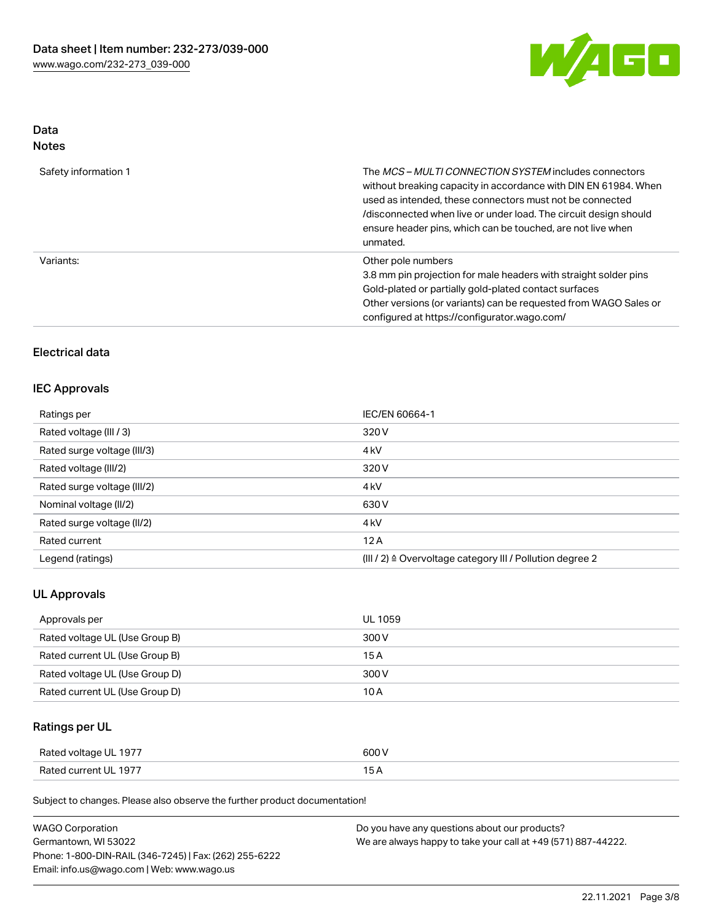## Data
## Notes

| | |
|---|---|
| Safety information 1 | The *MCS – MULTI CONNECTION SYSTEM* includes connectors without breaking capacity in accordance with DIN EN 61984. When used as intended, these connectors must not be connected /disconnected when live or under load. The circuit design should ensure header pins, which can be touched, are not live when unmated. |
| Variants: | Other pole numbers<br>3.8 mm pin projection for male headers with straight solder pins<br>Gold-plated or partially gold-plated contact surfaces<br>Other versions (or variants) can be requested from WAGO Sales or configured at https://configurator.wago.com/ |

### Electrical data

### IEC Approvals

| | |
|---|---|
| Ratings per | IEC/EN 60664-1 |
| Rated voltage (III / 3) | 320 V |
| Rated surge voltage (III/3) | 4 kV |
| Rated voltage (III/2) | 320 V |
| Rated surge voltage (III/2) | 4 kV |
| Nominal voltage (II/2) | 630 V |
| Rated surge voltage (II/2) | 4 kV |
| Rated current | 12 A |
| Legend (ratings) | (III / 2) ≙ Overvoltage category III / Pollution degree 2 |

### UL Approvals

| | |
|---|---|
| Approvals per | UL 1059 |
| Rated voltage UL (Use Group B) | 300 V |
| Rated current UL (Use Group B) | 15 A |
| Rated voltage UL (Use Group D) | 300 V |
| Rated current UL (Use Group D) | 10 A |

### Ratings per UL

| | |
|---|---|
| Rated voltage UL 1977 | 600 V |
| Rated current UL 1977 | 15 A |

Subject to changes. Please also observe the further product documentation!

WAGO Corporation
Germantown, WI 53022
Phone: 1-800-DIN-RAIL (346-7245) | Fax: (262) 255-6222
Email: info.us@wago.com | Web: www.wago.us

Do you have any questions about our products?
We are always happy to take your call at +49 (571) 887-44222.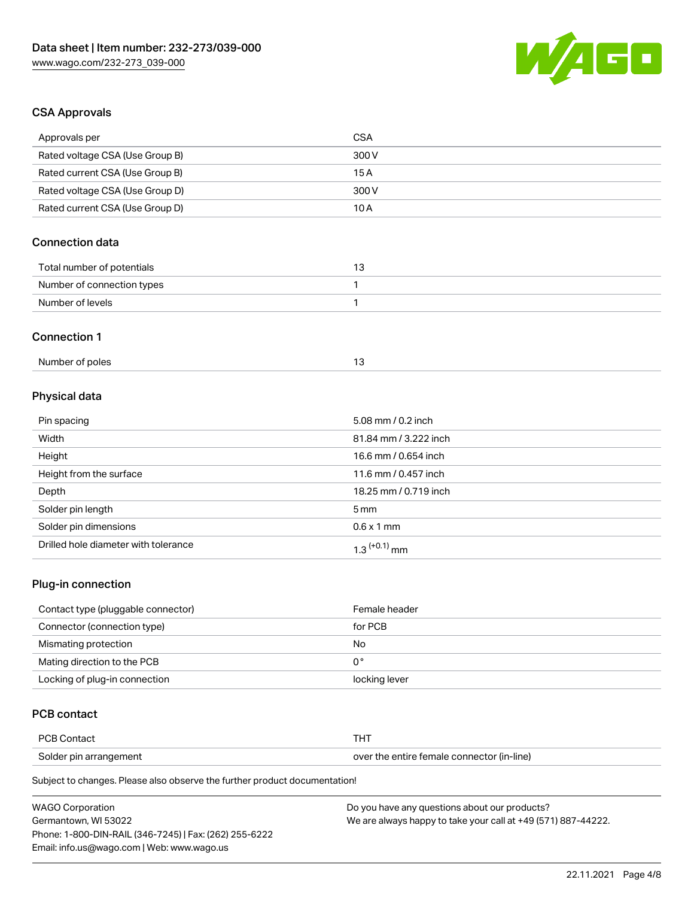## CSA Approvals

| Approvals per | CSA |
|---|---|
| Rated voltage CSA (Use Group B) | 300 V |
| Rated current CSA (Use Group B) | 15 A |
| Rated voltage CSA (Use Group D) | 300 V |
| Rated current CSA (Use Group D) | 10 A |

## Connection data

| Total number of potentials | 13 |
|---|---|
| Number of connection types | 1 |
| Number of levels | 1 |

## Connection 1

| Number of poles | 13 |
|---|---|

## Physical data

| Pin spacing | 5.08 mm / 0.2 inch |
|---|---|
| Width | 81.84 mm / 3.222 inch |
| Height | 16.6 mm / 0.654 inch |
| Height from the surface | 11.6 mm / 0.457 inch |
| Depth | 18.25 mm / 0.719 inch |
| Solder pin length | 5 mm |
| Solder pin dimensions | 0.6 x 1 mm |
| Drilled hole diameter with tolerance | $1.3^{(+0.1)}$ mm |

## Plug-in connection

| Contact type (pluggable connector) | Female header |
|---|---|
| Connector (connection type) | for PCB |
| Mismating protection | No |
| Mating direction to the PCB | 0° |
| Locking of plug-in connection | locking lever |

## PCB contact

| PCB Contact | THT |
|---|---|
| Solder pin arrangement | over the entire female connector (in-line) |

Subject to changes. Please also observe the further product documentation!

WAGO Corporation
Germantown, WI 53022
Phone: 1-800-DIN-RAIL (346-7245) | Fax: (262) 255-6222
Email: info.us@wago.com | Web: www.wago.us

Do you have any questions about our products?
We are always happy to take your call at +49 (571) 887-44222.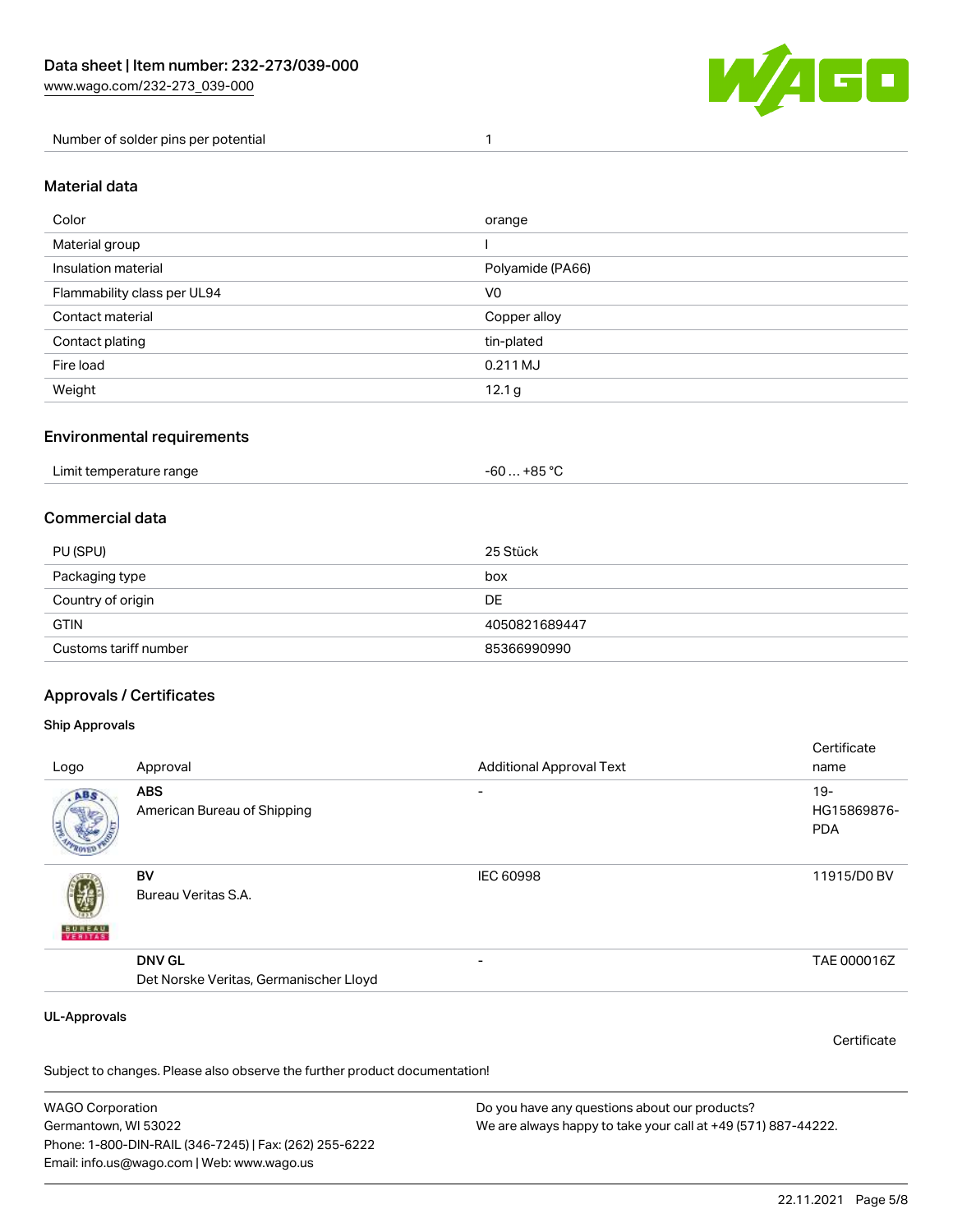| Number of solder pins per potential | 1 |
| --- | --- |

## Material data

| Color | orange |
| --- | --- |
| Material group | I |
| Insulation material | Polyamide (PA66) |
| Flammability class per UL94 | V0 |
| Contact material | Copper alloy |
| Contact plating | tin-plated |
| Fire load | 0.211 MJ |
| Weight | 12.1 g |

## Environmental requirements

| Limit temperature range | -60 … +85 °C |
| --- | --- |

## Commercial data

| PU (SPU) | 25 Stück |
| --- | --- |
| Packaging type | box |
| Country of origin | DE |
| GTIN | 4050821689447 |
| Customs tariff number | 85366990990 |

## Approvals / Certificates

### Ship Approvals

| Logo | Approval | Additional Approval Text | Certificate name |
| --- | --- | --- | --- |
| | **ABS**<br>American Bureau of Shipping | - | 19-HG15869876-PDA |
| | **BV**<br>Bureau Veritas S.A. | IEC 60998 | 11915/D0 BV |
| | **DNV GL**<br>Det Norske Veritas, Germanischer Lloyd | - | TAE 000016Z |

### UL-Approvals

Certificate

Subject to changes. Please also observe the further product documentation!

WAGO Corporation
Germantown, WI 53022
Phone: 1-800-DIN-RAIL (346-7245) | Fax: (262) 255-6222
Email: info.us@wago.com | Web: www.wago.us

Do you have any questions about our products?
We are always happy to take your call at +49 (571) 887-44222.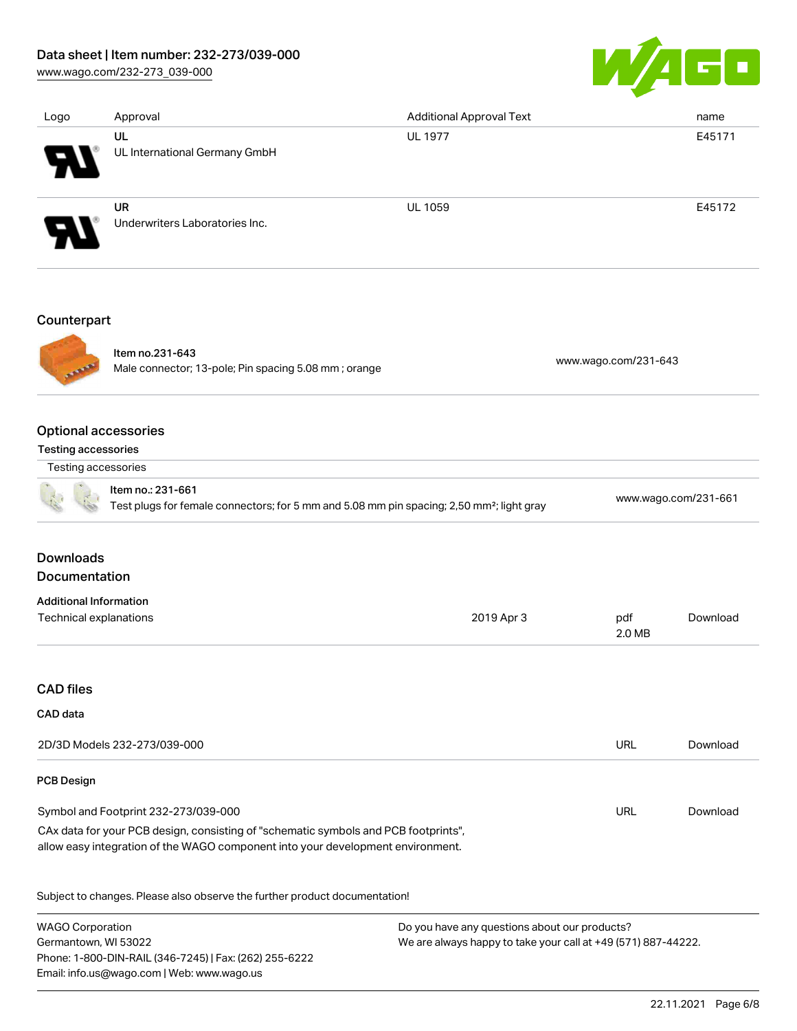| Logo | Approval | Additional Approval Text | name |
|---|---|---|---|
| | **UL**<br>UL International Germany GmbH | UL 1977 | E45171 |
| | **UR**<br>Underwriters Laboratories Inc. | UL 1059 | E45172 |

## Counterpart

| | | |
|---|---|---|
| | **Item no.231-643**<br>Male connector; 13-pole; Pin spacing 5.08 mm ; orange | www.wago.com/231-643 |

## Optional accessories

### Testing accessories

| Testing accessories | | |
|---|---|---|
| | **Item no.: 231-661**<br>Test plugs for female connectors; for 5 mm and 5.08 mm pin spacing; 2,50 mm²; light gray | www.wago.com/231-661 |

## Downloads

## Documentation

### Additional Information

| | | | |
|---|---|---|---|
| Technical explanations | 2019 Apr 3 | pdf<br>2.0 MB | Download |

## CAD files

### CAD data

| | | |
|---|---|---|
| 2D/3D Models 232-273/039-000 | URL | Download |

### PCB Design

| | | |
|---|---|---|
| Symbol and Footprint 232-273/039-000 | URL | Download |

CAx data for your PCB design, consisting of "schematic symbols and PCB footprints", allow easy integration of the WAGO component into your development environment.

Subject to changes. Please also observe the further product documentation!

WAGO Corporation
Germantown, WI 53022
Phone: 1-800-DIN-RAIL (346-7245) | Fax: (262) 255-6222
Email: info.us@wago.com | Web: www.wago.us

Do you have any questions about our products?
We are always happy to take your call at +49 (571) 887-44222.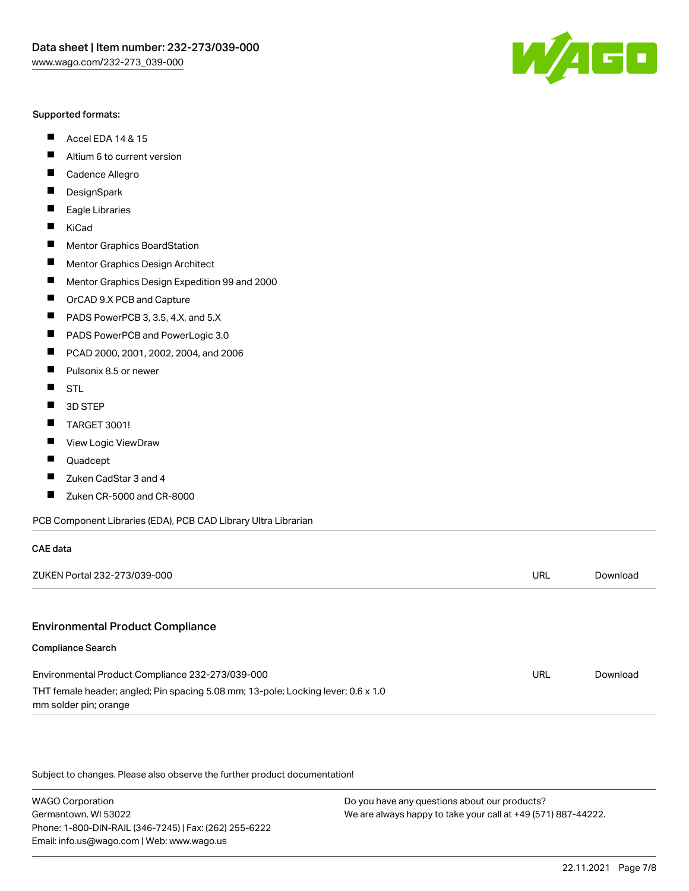Supported formats:

- Accel EDA 14 & 15
- Altium 6 to current version
- Cadence Allegro
- DesignSpark
- Eagle Libraries
- KiCad
- Mentor Graphics BoardStation
- Mentor Graphics Design Architect
- Mentor Graphics Design Expedition 99 and 2000
- OrCAD 9.X PCB and Capture
- PADS PowerPCB 3, 3.5, 4.X, and 5.X
- PADS PowerPCB and PowerLogic 3.0
- PCAD 2000, 2001, 2002, 2004, and 2006
- Pulsonix 8.5 or newer
- STL
- 3D STEP
- TARGET 3001!
- View Logic ViewDraw
- Quadcept
- Zuken CadStar 3 and 4
- Zuken CR-5000 and CR-8000

PCB Component Libraries (EDA), PCB CAD Library Ultra Librarian

**CAE data**

| ZUKEN Portal 232-273/039-000 | URL | Download |
| --- | --- | --- |

## Environmental Product Compliance

**Compliance Search**

| Environmental Product Compliance 232-273/039-000 | URL | Download |
| --- | --- | --- |
| THT female header; angled; Pin spacing 5.08 mm; 13-pole; Locking lever; 0.6 x 1.0 mm solder pin; orange | | |

Subject to changes. Please also observe the further product documentation!

WAGO Corporation
Germantown, WI 53022
Phone: 1-800-DIN-RAIL (346-7245) | Fax: (262) 255-6222
Email: info.us@wago.com | Web: www.wago.us

Do you have any questions about our products?
We are always happy to take your call at +49 (571) 887-44222.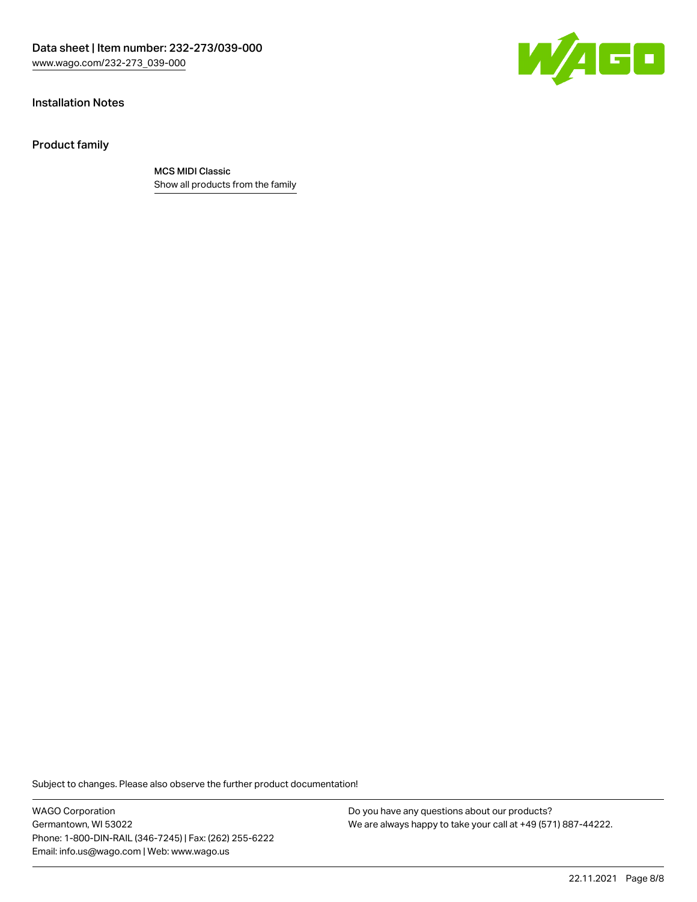## Installation Notes

## Product family

MCS MIDI Classic
Show all products from the family

Subject to changes. Please also observe the further product documentation!

WAGO Corporation
Germantown, WI 53022
Phone: 1-800-DIN-RAIL (346-7245) | Fax: (262) 255-6222
Email: info.us@wago.com | Web: www.wago.us

Do you have any questions about our products?
We are always happy to take your call at +49 (571) 887-44222.